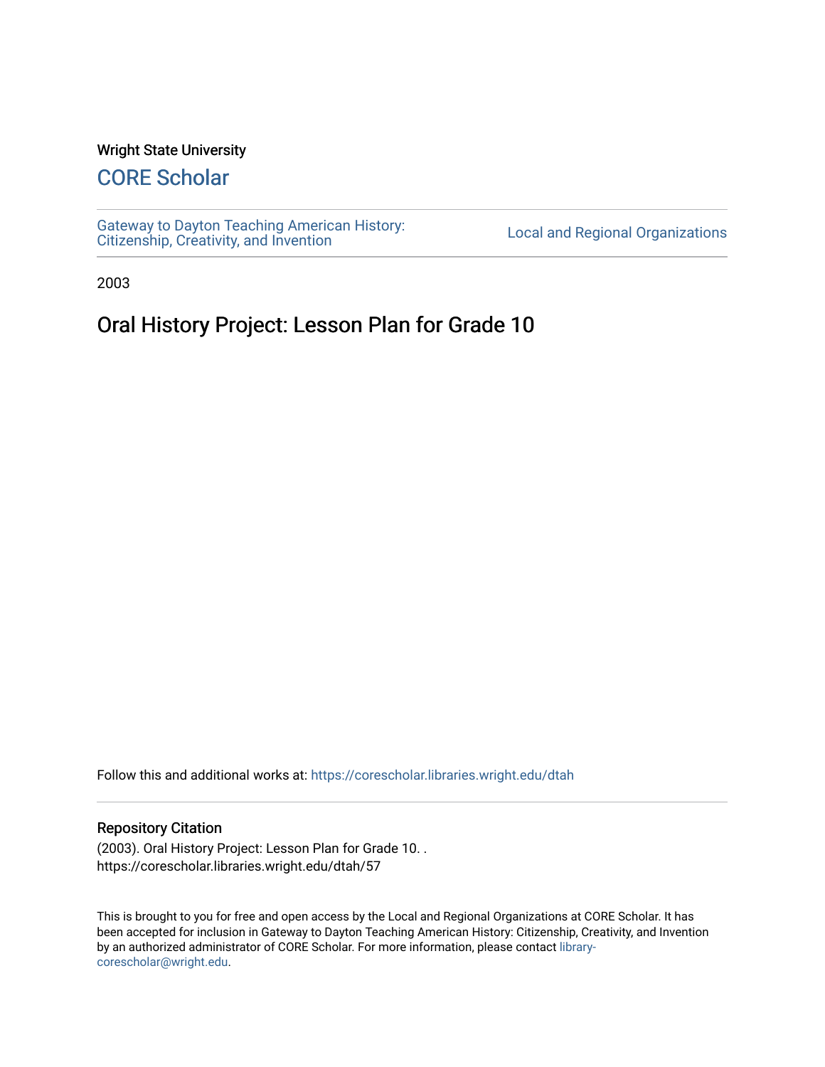Wright State University

# CORE Scholar

Gateway to Dayton Teaching American History: Citizenship, Creativity, and Invention

Local and Regional Organizations

2003

## Oral History Project: Lesson Plan for Grade 10

Follow this and additional works at: https://corescholar.libraries.wright.edu/dtah

### Repository Citation

(2003). Oral History Project: Lesson Plan for Grade 10. .
https://corescholar.libraries.wright.edu/dtah/57

This is brought to you for free and open access by the Local and Regional Organizations at CORE Scholar. It has been accepted for inclusion in Gateway to Dayton Teaching American History: Citizenship, Creativity, and Invention by an authorized administrator of CORE Scholar. For more information, please contact library-corescholar@wright.edu.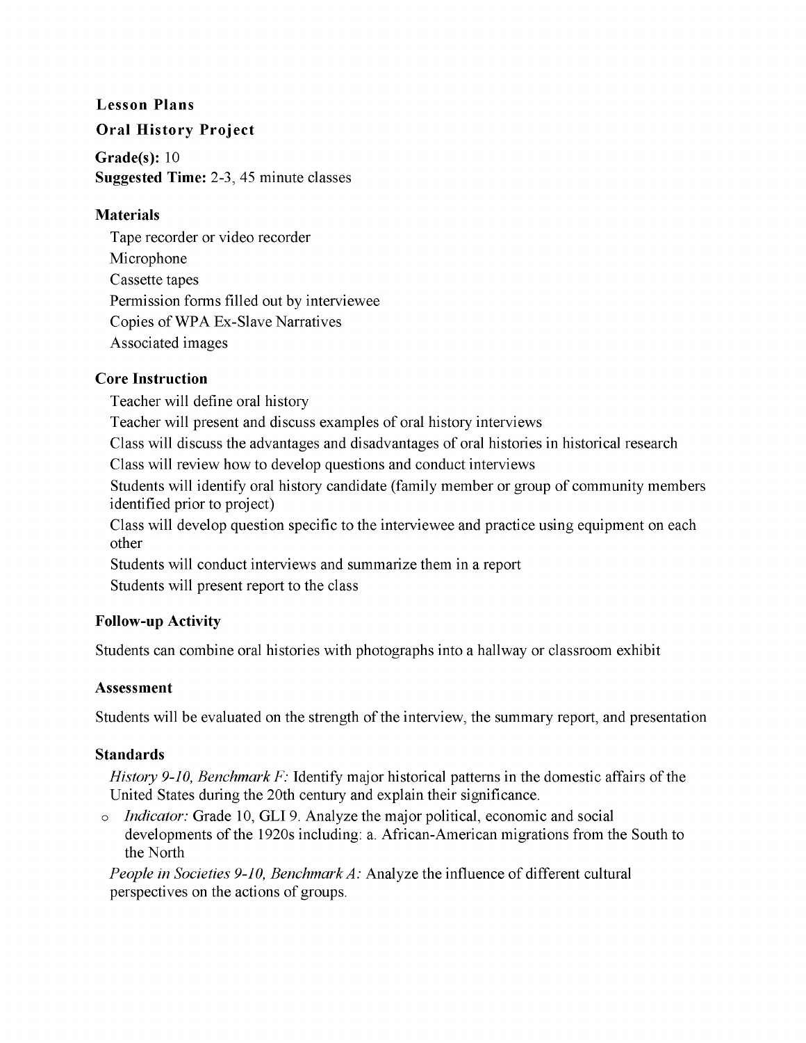**Lesson Plans**

**Oral History Project**

**Grade(s):** 10
**Suggested Time:** 2-3, 45 minute classes

**Materials**

Tape recorder or video recorder
Microphone
Cassette tapes
Permission forms filled out by interviewee
Copies of WPA Ex-Slave Narratives
Associated images

**Core Instruction**

Teacher will define oral history
Teacher will present and discuss examples of oral history interviews
Class will discuss the advantages and disadvantages of oral histories in historical research
Class will review how to develop questions and conduct interviews
Students will identify oral history candidate (family member or group of community members identified prior to project)
Class will develop question specific to the interviewee and practice using equipment on each other
Students will conduct interviews and summarize them in a report
Students will present report to the class

**Follow-up Activity**

Students can combine oral histories with photographs into a hallway or classroom exhibit

**Assessment**

Students will be evaluated on the strength of the interview, the summary report, and presentation

**Standards**

*History 9-10, Benchmark F:* Identify major historical patterns in the domestic affairs of the United States during the 20th century and explain their significance.

- *Indicator:* Grade 10, GLI 9. Analyze the major political, economic and social developments of the 1920s including: a. African-American migrations from the South to the North

*People in Societies 9-10, Benchmark A:* Analyze the influence of different cultural perspectives on the actions of groups.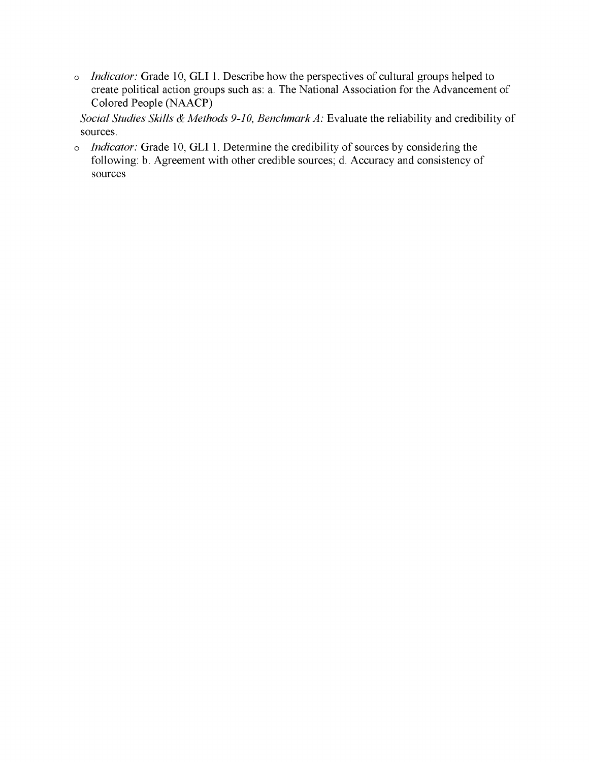- *Indicator:* Grade 10, GLI 1. Describe how the perspectives of cultural groups helped to create political action groups such as: a. The National Association for the Advancement of Colored People (NAACP)

*Social Studies Skills & Methods 9-10, Benchmark A:* Evaluate the reliability and credibility of sources.

- *Indicator:* Grade 10, GLI 1. Determine the credibility of sources by considering the following: b. Agreement with other credible sources; d. Accuracy and consistency of sources